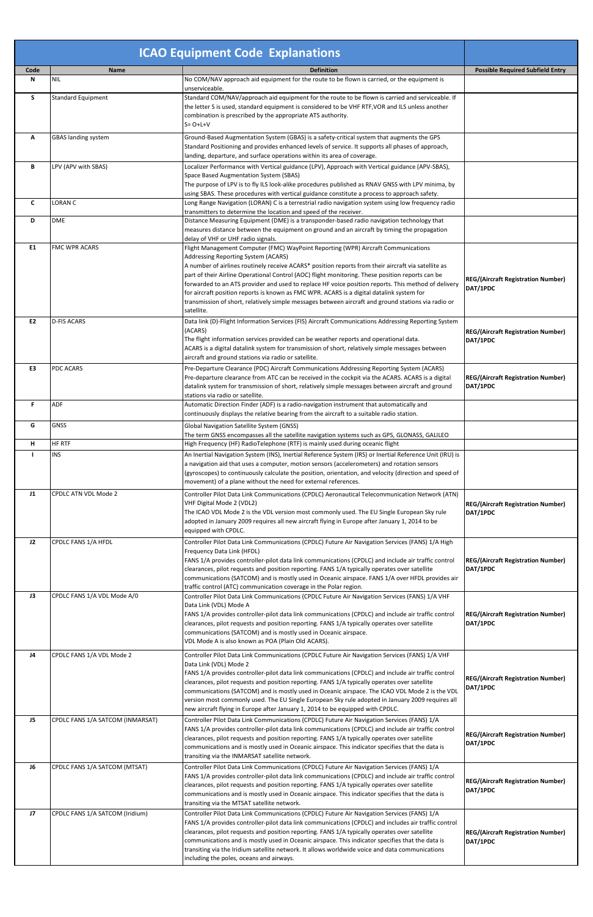# ICAO Equipment Code Explanations

| Code | Name | Definition | Possible Required Subfield Entry |
|---|---|---|---|
| N | NIL | No COM/NAV approach aid equipment for the route to be flown is carried, or the equipment is unserviceable. | |
| S | Standard Equipment | Standard COM/NAV/approach aid equipment for the route to be flown is carried and serviceable. If the letter S is used, standard equipment is considered to be VHF RTF,VOR and ILS unless another combination is prescribed by the appropriate ATS authority.<br>S= O+L+V | |
| A | GBAS landing system | Ground-Based Augmentation System (GBAS) is a safety-critical system that augments the GPS Standard Positioning and provides enhanced levels of service. It supports all phases of approach, landing, departure, and surface operations within its area of coverage. | |
| B | LPV (APV with SBAS) | Localizer Performance with Vertical guidance (LPV), Approach with Vertical guidance (APV-SBAS), Space Based Augmentation System (SBAS)<br>The purpose of LPV is to fly ILS look-alike procedures published as RNAV GNSS with LPV minima, by using SBAS. These procedures with vertical guidance constitute a process to approach safety. | |
| C | LORAN C | Long Range Navigation (LORAN) C is a terrestrial radio navigation system using low frequency radio transmitters to determine the location and speed of the receiver. | |
| D | DME | Distance Measuring Equipment (DME) is a transponder-based radio navigation technology that measures distance between the equipment on ground and an aircraft by timing the propagation delay of VHF or UHF radio signals. | |
| E1 | FMC WPR ACARS | Flight Management Computer (FMC) WayPoint Reporting (WPR) Aircraft Communications Addressing Reporting System (ACARS)<br>A number of airlines routinely receive ACARS* position reports from their aircraft via satellite as part of their Airline Operational Control (AOC) flight monitoring. These position reports can be forwarded to an ATS provider and used to replace HF voice position reports. This method of delivery for aircraft position reports is known as FMC WPR. ACARS is a digital datalink system for transmission of short, relatively simple messages between aircraft and ground stations via radio or satellite. | **REG/(Aircraft Registration Number) DAT/1PDC** |
| E2 | D-FIS ACARS | Data link (D)-Flight Information Services (FIS) Aircraft Communications Addressing Reporting System (ACARS)<br>The flight information services provided can be weather reports and operational data.<br>ACARS is a digital datalink system for transmission of short, relatively simple messages between aircraft and ground stations via radio or satellite. | **REG/(Aircraft Registration Number) DAT/1PDC** |
| E3 | PDC ACARS | Pre-Departure Clearance (PDC) Aircraft Communications Addressing Reporting System (ACARS)<br>Pre-departure clearance from ATC can be received in the cockpit via the ACARS. ACARS is a digital datalink system for transmission of short, relatively simple messages between aircraft and ground stations via radio or satellite. | **REG/(Aircraft Registration Number) DAT/1PDC** |
| F | ADF | Automatic Direction Finder (ADF) is a radio-navigation instrument that automatically and continuously displays the relative bearing from the aircraft to a suitable radio station. | |
| G | GNSS | Global Navigation Satellite System (GNSS)<br>The term GNSS encompasses all the satellite navigation systems such as GPS, GLONASS, GALILEO | |
| H | HF RTF | High Frequency (HF) RadioTelephone (RTF) is mainly used during oceanic flight | |
| I | INS | An Inertial Navigation System (INS), Inertial Reference System (IRS) or Inertial Reference Unit (IRU) is a navigation aid that uses a computer, motion sensors (accelerometers) and rotation sensors (gyroscopes) to continuously calculate the position, orientation, and velocity (direction and speed of movement) of a plane without the need for external references. | |
| J1 | CPDLC ATN VDL Mode 2 | Controller Pilot Data Link Communications (CPDLC) Aeronautical Telecommunication Network (ATN) VHF Digital Mode 2 (VDL2)<br>The ICAO VDL Mode 2 is the VDL version most commonly used. The EU Single European Sky rule adopted in January 2009 requires all new aircraft flying in Europe after January 1, 2014 to be equipped with CPDLC. | **REG/(Aircraft Registration Number) DAT/1PDC** |
| J2 | CPDLC FANS 1/A HFDL | Controller Pilot Data Link Communications (CPDLC) Future Air Navigation Services (FANS) 1/A High Frequency Data Link (HFDL)<br>FANS 1/A provides controller-pilot data link communications (CPDLC) and include air traffic control clearances, pilot requests and position reporting. FANS 1/A typically operates over satellite communications (SATCOM) and is mostly used in Oceanic airspace. FANS 1/A over HFDL provides air traffic control (ATC) communication coverage in the Polar region. | **REG/(Aircraft Registration Number) DAT/1PDC** |
| J3 | CPDLC FANS 1/A VDL Mode A/0 | Controller Pilot Data Link Communications (CPDLC Future Air Navigation Services (FANS) 1/A VHF Data Link (VDL) Mode A<br>FANS 1/A provides controller-pilot data link communications (CPDLC) and include air traffic control clearances, pilot requests and position reporting. FANS 1/A typically operates over satellite communications (SATCOM) and is mostly used in Oceanic airspace.<br>VDL Mode A is also known as POA (Plain Old ACARS). | **REG/(Aircraft Registration Number) DAT/1PDC** |
| J4 | CPDLC FANS 1/A VDL Mode 2 | Controller Pilot Data Link Communications (CPDLC Future Air Navigation Services (FANS) 1/A VHF Data Link (VDL) Mode 2<br>FANS 1/A provides controller-pilot data link communications (CPDLC) and include air traffic control clearances, pilot requests and position reporting. FANS 1/A typically operates over satellite communications (SATCOM) and is mostly used in Oceanic airspace. The ICAO VDL Mode 2 is the VDL version most commonly used. The EU Single European Sky rule adopted in January 2009 requires all new aircraft flying in Europe after January 1, 2014 to be equipped with CPDLC. | **REG/(Aircraft Registration Number) DAT/1PDC** |
| J5 | CPDLC FANS 1/A SATCOM (INMARSAT) | Controller Pilot Data Link Communications (CPDLC) Future Air Navigation Services (FANS) 1/A<br>FANS 1/A provides controller-pilot data link communications (CPDLC) and include air traffic control clearances, pilot requests and position reporting. FANS 1/A typically operates over satellite communications and is mostly used in Oceanic airspace. This indicator specifies that the data is transiting via the INMARSAT satellite network. | **REG/(Aircraft Registration Number) DAT/1PDC** |
| J6 | CPDLC FANS 1/A SATCOM (MTSAT) | Controller Pilot Data Link Communications (CPDLC) Future Air Navigation Services (FANS) 1/A<br>FANS 1/A provides controller-pilot data link communications (CPDLC) and include air traffic control clearances, pilot requests and position reporting. FANS 1/A typically operates over satellite communications and is mostly used in Oceanic airspace. This indicator specifies that the data is transiting via the MTSAT satellite network. | **REG/(Aircraft Registration Number) DAT/1PDC** |
| J7 | CPDLC FANS 1/A SATCOM (Iridium) | Controller Pilot Data Link Communications (CPDLC) Future Air Navigation Services (FANS) 1/A<br>FANS 1/A provides controller-pilot data link communications (CPDLC) and includes air traffic control clearances, pilot requests and position reporting. FANS 1/A typically operates over satellite communications and is mostly used in Oceanic airspace. This indicator specifies that the data is transiting via the Iridium satellite network. It allows worldwide voice and data communications including the poles, oceans and airways. | **REG/(Aircraft Registration Number) DAT/1PDC** |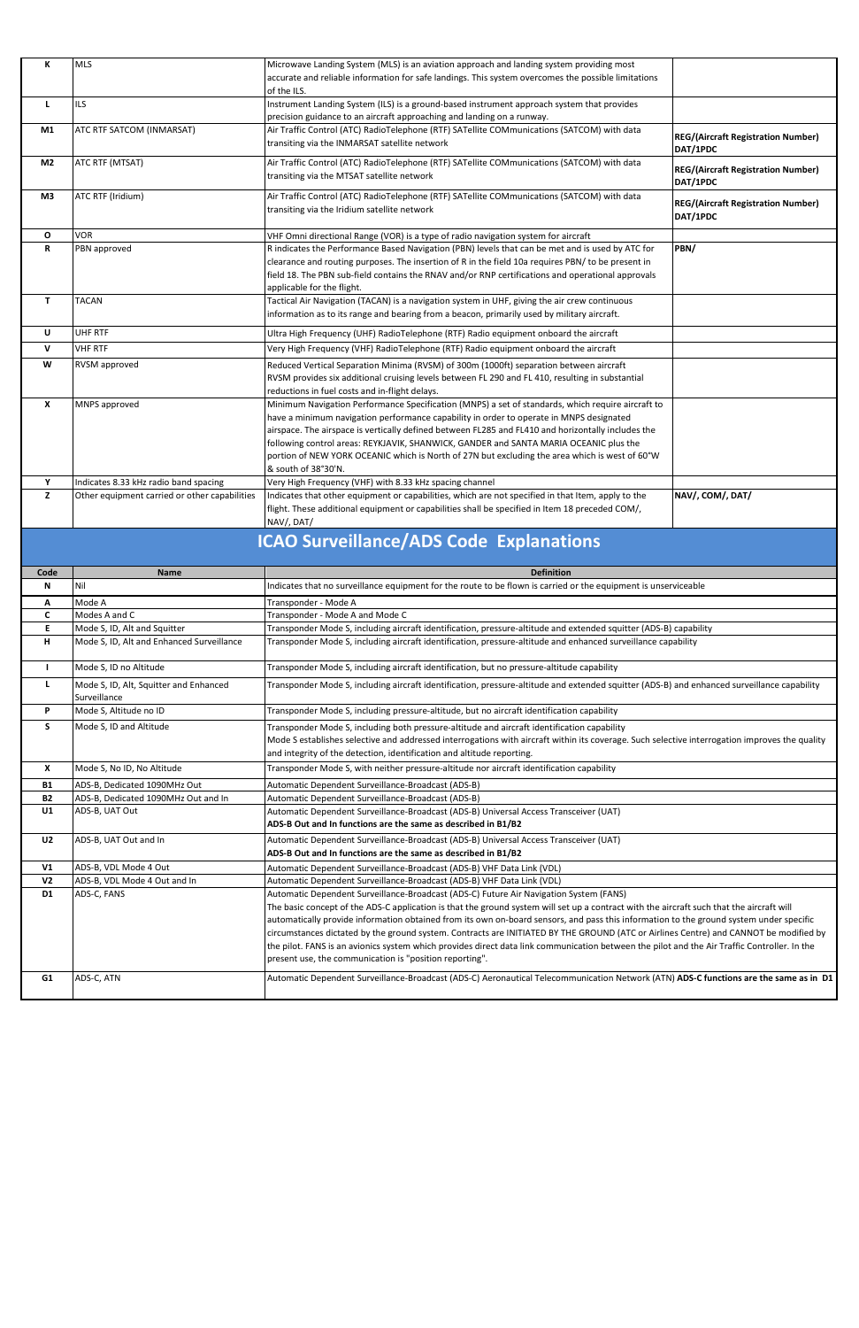| | | | |
|---|---|---|---|
| **K** | MLS | Microwave Landing System (MLS) is an aviation approach and landing system providing most accurate and reliable information for safe landings. This system overcomes the possible limitations of the ILS. | |
| **L** | ILS | Instrument Landing System (ILS) is a ground-based instrument approach system that provides precision guidance to an aircraft approaching and landing on a runway. | |
| **M1** | ATC RTF SATCOM (INMARSAT) | Air Traffic Control (ATC) RadioTelephone (RTF) SATellite COMmunications (SATCOM) with data transiting via the INMARSAT satellite network | **REG/(Aircraft Registration Number) DAT/1PDC** |
| **M2** | ATC RTF (MTSAT) | Air Traffic Control (ATC) RadioTelephone (RTF) SATellite COMmunications (SATCOM) with data transiting via the MTSAT satellite network | **REG/(Aircraft Registration Number) DAT/1PDC** |
| **M3** | ATC RTF (Iridium) | Air Traffic Control (ATC) RadioTelephone (RTF) SATellite COMmunications (SATCOM) with data transiting via the Iridium satellite network | **REG/(Aircraft Registration Number) DAT/1PDC** |
| **O** | VOR | VHF Omni directional Range (VOR) is a type of radio navigation system for aircraft | |
| **R** | PBN approved | R indicates the Performance Based Navigation (PBN) levels that can be met and is used by ATC for clearance and routing purposes. The insertion of R in the field 10a requires PBN/ to be present in field 18. The PBN sub-field contains the RNAV and/or RNP certifications and operational approvals applicable for the flight. | **PBN/** |
| **T** | TACAN | Tactical Air Navigation (TACAN) is a navigation system in UHF, giving the air crew continuous information as to its range and bearing from a beacon, primarily used by military aircraft. | |
| **U** | UHF RTF | Ultra High Frequency (UHF) RadioTelephone (RTF) Radio equipment onboard the aircraft | |
| **V** | VHF RTF | Very High Frequency (VHF) RadioTelephone (RTF) Radio equipment onboard the aircraft | |
| **W** | RVSM approved | Reduced Vertical Separation Minima (RVSM) of 300m (1000ft) separation between aircraft RVSM provides six additional cruising levels between FL 290 and FL 410, resulting in substantial reductions in fuel costs and in-flight delays. | |
| **X** | MNPS approved | Minimum Navigation Performance Specification (MNPS) a set of standards, which require aircraft to have a minimum navigation performance capability in order to operate in MNPS designated airspace. The airspace is vertically defined between FL285 and FL410 and horizontally includes the following control areas: REYKJAVIK, SHANWICK, GANDER and SANTA MARIA OCEANIC plus the portion of NEW YORK OCEANIC which is North of 27N but excluding the area which is west of 60°W & south of 38°30'N. | |
| **Y** | Indicates 8.33 kHz radio band spacing | Very High Frequency (VHF) with 8.33 kHz spacing channel | |
| **Z** | Other equipment carried or other capabilities | Indicates that other equipment or capabilities, which are not specified in that Item, apply to the flight. These additional equipment or capabilities shall be specified in Item 18 preceded COM/, NAV/, DAT/ | **NAV/, COM/, DAT/** |

# ICAO Surveillance/ADS Code Explanations

| Code | Name | Definition |
|---|---|---|
| **N** | Nil | Indicates that no surveillance equipment for the route to be flown is carried or the equipment is unserviceable |
| **A** | Mode A | Transponder - Mode A |
| **C** | Modes A and C | Transponder - Mode A and Mode C |
| **E** | Mode S, ID, Alt and Squitter | Transponder Mode S, including aircraft identification, pressure-altitude and extended squitter (ADS-B) capability |
| **H** | Mode S, ID, Alt and Enhanced Surveillance | Transponder Mode S, including aircraft identification, pressure-altitude and enhanced surveillance capability |
| **I** | Mode S, ID no Altitude | Transponder Mode S, including aircraft identification, but no pressure-altitude capability |
| **L** | Mode S, ID, Alt, Squitter and Enhanced Surveillance | Transponder Mode S, including aircraft identification, pressure-altitude and extended squitter (ADS-B) and enhanced surveillance capability |
| **P** | Mode S, Altitude no ID | Transponder Mode S, including pressure-altitude, but no aircraft identification capability |
| **S** | Mode S, ID and Altitude | Transponder Mode S, including both pressure-altitude and aircraft identification capability<br>Mode S establishes selective and addressed interrogations with aircraft within its coverage. Such selective interrogation improves the quality and integrity of the detection, identification and altitude reporting. |
| **X** | Mode S, No ID, No Altitude | Transponder Mode S, with neither pressure-altitude nor aircraft identification capability |
| **B1** | ADS-B, Dedicated 1090MHz Out | Automatic Dependent Surveillance-Broadcast (ADS-B) |
| **B2** | ADS-B, Dedicated 1090MHz Out and In | Automatic Dependent Surveillance-Broadcast (ADS-B) |
| **U1** | ADS-B, UAT Out | Automatic Dependent Surveillance-Broadcast (ADS-B) Universal Access Transceiver (UAT)<br>**ADS-B Out and In functions are the same as described in B1/B2** |
| **U2** | ADS-B, UAT Out and In | Automatic Dependent Surveillance-Broadcast (ADS-B) Universal Access Transceiver (UAT)<br>**ADS-B Out and In functions are the same as described in B1/B2** |
| **V1** | ADS-B, VDL Mode 4 Out | Automatic Dependent Surveillance-Broadcast (ADS-B) VHF Data Link (VDL) |
| **V2** | ADS-B, VDL Mode 4 Out and In | Automatic Dependent Surveillance-Broadcast (ADS-B) VHF Data Link (VDL) |
| **D1** | ADS-C, FANS | Automatic Dependent Surveillance-Broadcast (ADS-C) Future Air Navigation System (FANS)<br>The basic concept of the ADS-C application is that the ground system will set up a contract with the aircraft such that the aircraft will automatically provide information obtained from its own on-board sensors, and pass this information to the ground system under specific circumstances dictated by the ground system. Contracts are INITIATED BY THE GROUND (ATC or Airlines Centre) and CANNOT be modified by the pilot. FANS is an avionics system which provides direct data link communication between the pilot and the Air Traffic Controller. In the present use, the communication is "position reporting". |
| **G1** | ADS-C, ATN | Automatic Dependent Surveillance-Broadcast (ADS-C) Aeronautical Telecommunication Network (ATN) **ADS-C functions are the same as in D1** |